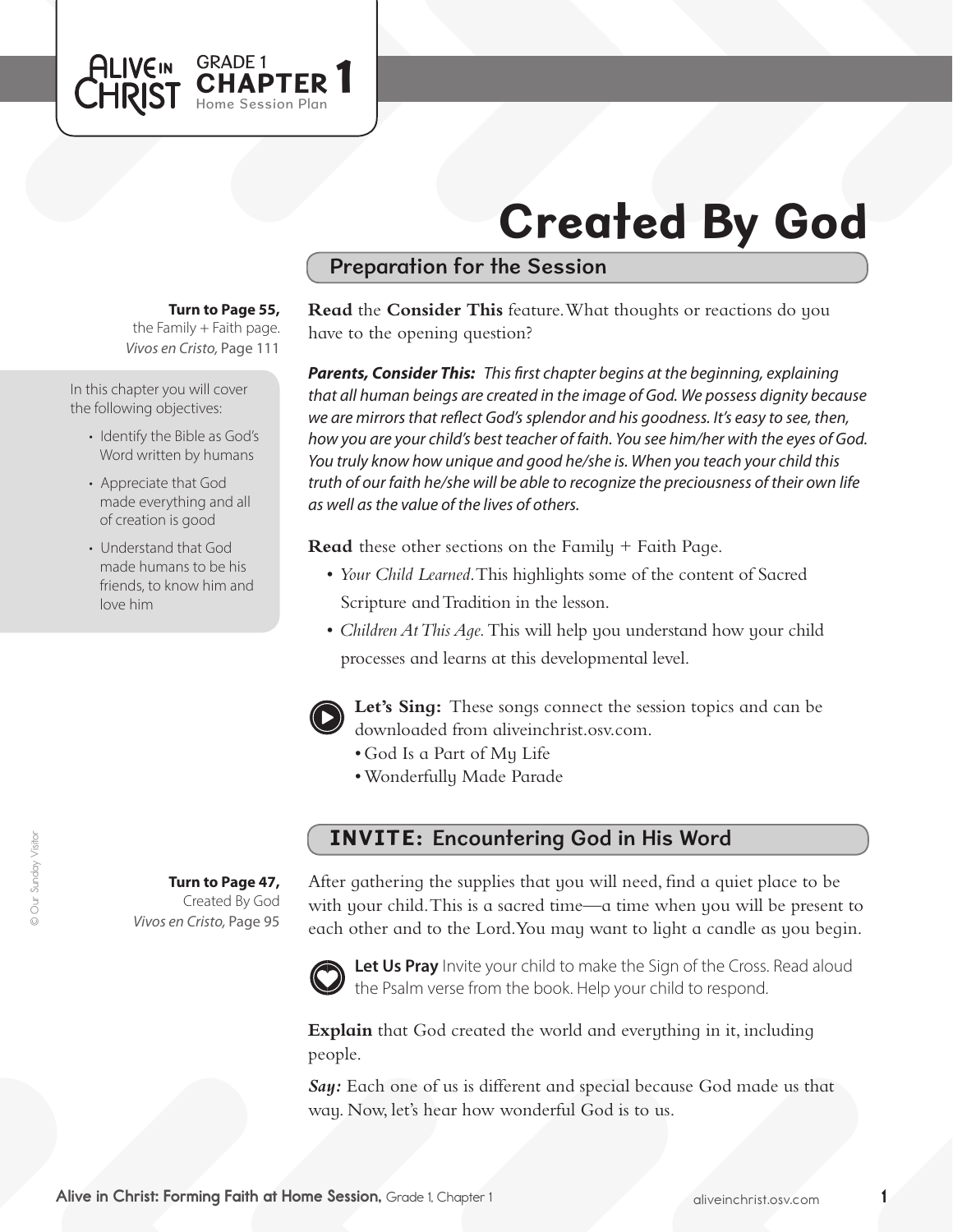GRADE 1 **CHAPTER 1** Home Session Plan

# Created By God

## Preparation for the Session

**Turn to Page 55,** the Family + Faith page. *Vivos en Cristo,* Page 111

In this chapter you will cover the following objectives:

- Identify the Bible as God's Word written by humans
- Appreciate that God made everything and all of creation is good
- Understand that God made humans to be his friends, to know him and love him

**Read** the **Consider This** feature. What thoughts or reactions do you have to the opening question?

***Parents, Consider This:*** *This first chapter begins at the beginning, explaining that all human beings are created in the image of God. We possess dignity because we are mirrors that reflect God's splendor and his goodness. It's easy to see, then, how you are your child's best teacher of faith. You see him/her with the eyes of God. You truly know how unique and good he/she is. When you teach your child this truth of our faith he/she will be able to recognize the preciousness of their own life as well as the value of the lives of others.*

**Read** these other sections on the Family + Faith Page.

- *Your Child Learned.* This highlights some of the content of Sacred Scripture and Tradition in the lesson.
- *Children At This Age.* This will help you understand how your child processes and learns at this developmental level.

**Let's Sing:** These songs connect the session topics and can be downloaded from aliveinchrist.osv.com.

- God Is a Part of My Life
- Wonderfully Made Parade

## INVITE: Encountering God in His Word

**Turn to Page 47,** Created By God *Vivos en Cristo,* Page 95

After gathering the supplies that you will need, find a quiet place to be with your child. This is a sacred time—a time when you will be present to each other and to the Lord. You may want to light a candle as you begin.

**Let Us Pray** Invite your child to make the Sign of the Cross. Read aloud the Psalm verse from the book. Help your child to respond.

**Explain** that God created the world and everything in it, including people.

***Say:*** Each one of us is different and special because God made us that way. Now, let's hear how wonderful God is to us.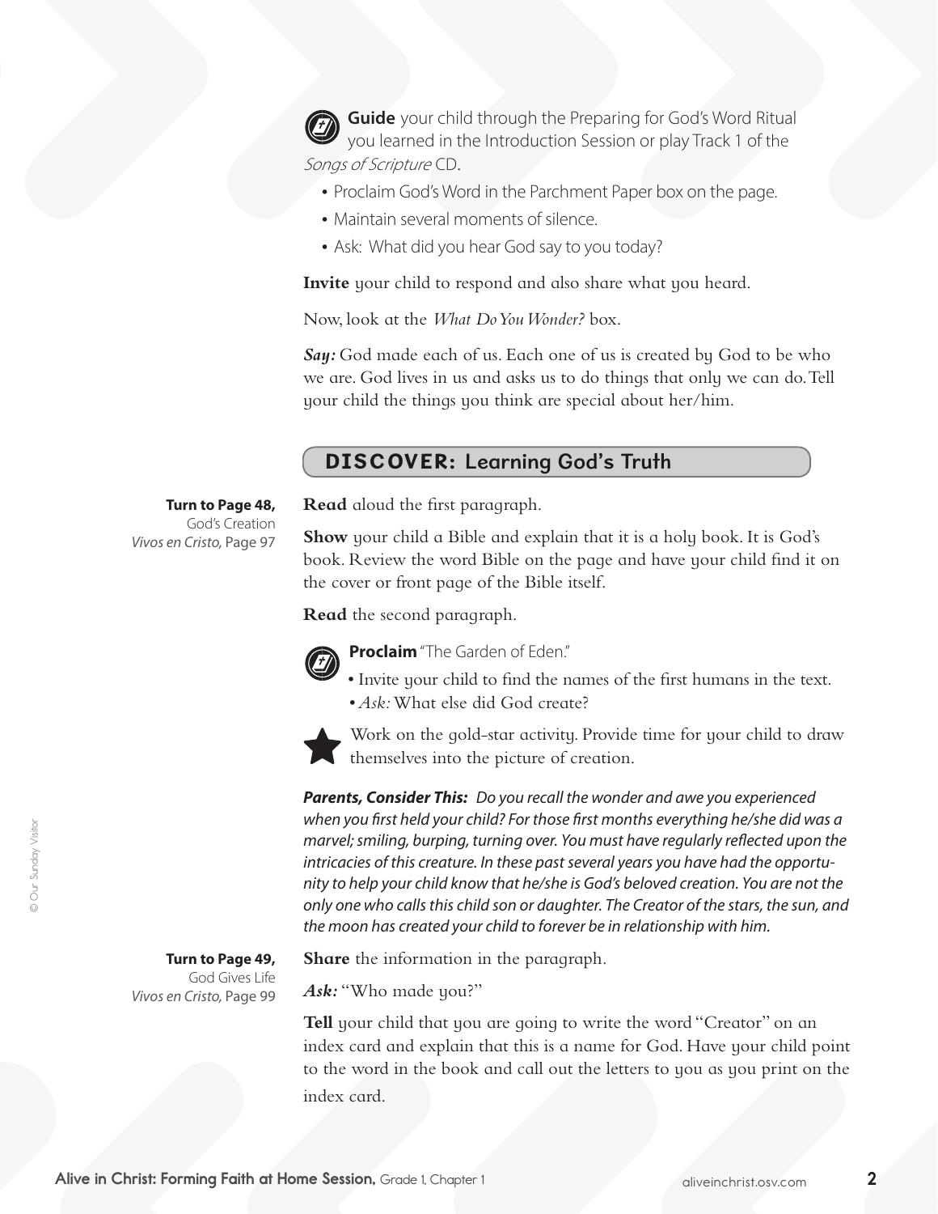**Guide** your child through the Preparing for God's Word Ritual you learned in the Introduction Session or play Track 1 of the *Songs of Scripture* CD.

- Proclaim God's Word in the Parchment Paper box on the page.
- Maintain several moments of silence.
- Ask: What did you hear God say to you today?

**Invite** your child to respond and also share what you heard.

Now, look at the *What Do You Wonder?* box.

***Say:*** God made each of us. Each one of us is created by God to be who we are. God lives in us and asks us to do things that only we can do. Tell your child the things you think are special about her/him.

## DISCOVER: Learning God's Truth

**Turn to Page 48,** God's Creation *Vivos en Cristo,* Page 97

**Read** aloud the first paragraph.

**Show** your child a Bible and explain that it is a holy book. It is God's book. Review the word Bible on the page and have your child find it on the cover or front page of the Bible itself.

**Read** the second paragraph.

**Proclaim** "The Garden of Eden."

- Invite your child to find the names of the first humans in the text.
- *Ask:* What else did God create?

Work on the gold-star activity. Provide time for your child to draw themselves into the picture of creation.

***Parents, Consider This:*** *Do you recall the wonder and awe you experienced when you first held your child? For those first months everything he/she did was a marvel; smiling, burping, turning over. You must have regularly reflected upon the intricacies of this creature. In these past several years you have had the opportunity to help your child know that he/she is God's beloved creation. You are not the only one who calls this child son or daughter. The Creator of the stars, the sun, and the moon has created your child to forever be in relationship with him.*

**Turn to Page 49,** God Gives Life *Vivos en Cristo,* Page 99

**Share** the information in the paragraph.

***Ask:*** "Who made you?"

**Tell** your child that you are going to write the word "Creator" on an index card and explain that this is a name for God. Have your child point to the word in the book and call out the letters to you as you print on the index card.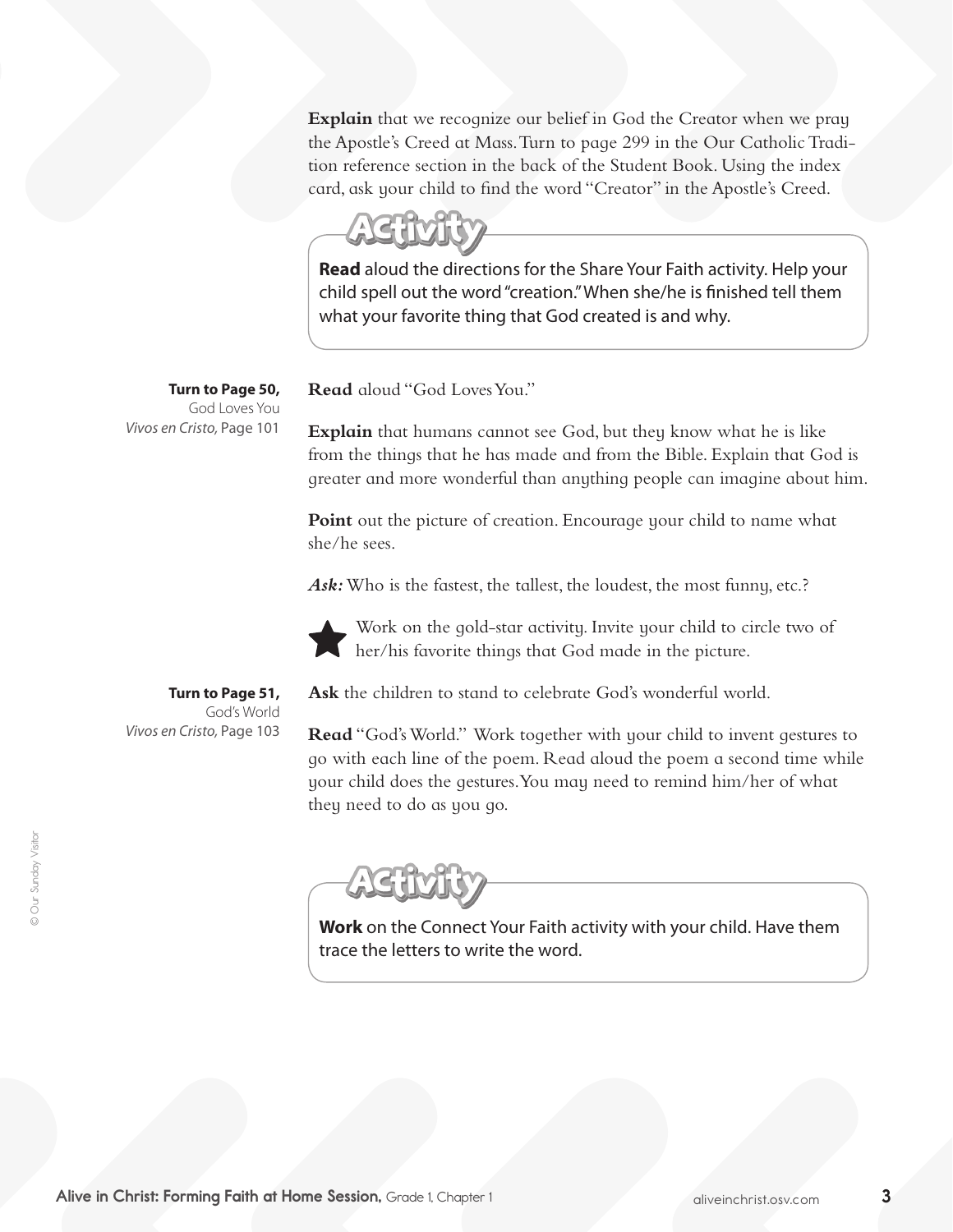**Explain** that we recognize our belief in God the Creator when we pray the Apostle's Creed at Mass. Turn to page 299 in the Our Catholic Tradition reference section in the back of the Student Book. Using the index card, ask your child to find the word "Creator" in the Apostle's Creed.

### Activity

**Read** aloud the directions for the Share Your Faith activity. Help your child spell out the word "creation." When she/he is finished tell them what your favorite thing that God created is and why.

**Turn to Page 50,**
God Loves You
*Vivos en Cristo,* Page 101

**Read** aloud "God Loves You."

**Explain** that humans cannot see God, but they know what he is like from the things that he has made and from the Bible. Explain that God is greater and more wonderful than anything people can imagine about him.

**Point** out the picture of creation. Encourage your child to name what she/he sees.

***Ask:*** Who is the fastest, the tallest, the loudest, the most funny, etc.?

★ Work on the gold-star activity. Invite your child to circle two of her/his favorite things that God made in the picture.

**Turn to Page 51,**
God's World
*Vivos en Cristo,* Page 103

**Ask** the children to stand to celebrate God's wonderful world.

**Read** "God's World." Work together with your child to invent gestures to go with each line of the poem. Read aloud the poem a second time while your child does the gestures. You may need to remind him/her of what they need to do as you go.

### Activity

**Work** on the Connect Your Faith activity with your child. Have them trace the letters to write the word.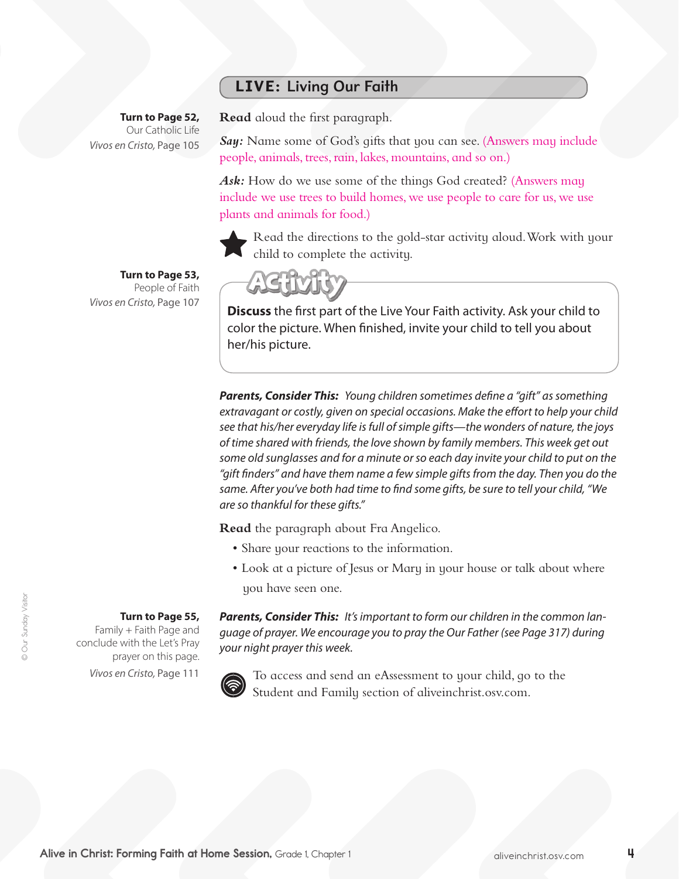## LIVE: Living Our Faith

**Turn to Page 52,** Our Catholic Life
*Vivos en Cristo*, Page 105

**Read** aloud the first paragraph.

***Say:*** Name some of God's gifts that you can see. (Answers may include people, animals, trees, rain, lakes, mountains, and so on.)

***Ask:*** How do we use some of the things God created? (Answers may include we use trees to build homes, we use people to care for us, we use plants and animals for food.)

Read the directions to the gold-star activity aloud. Work with your child to complete the activity.

**Turn to Page 53,** People of Faith
*Vivos en Cristo*, Page 107

**Activity**

**Discuss** the first part of the Live Your Faith activity. Ask your child to color the picture. When finished, invite your child to tell you about her/his picture.

***Parents, Consider This:*** *Young children sometimes define a "gift" as something extravagant or costly, given on special occasions. Make the effort to help your child see that his/her everyday life is full of simple gifts—the wonders of nature, the joys of time shared with friends, the love shown by family members. This week get out some old sunglasses and for a minute or so each day invite your child to put on the "gift finders" and have them name a few simple gifts from the day. Then you do the same. After you've both had time to find some gifts, be sure to tell your child, "We are so thankful for these gifts."*

**Read** the paragraph about Fra Angelico.

- Share your reactions to the information.
- Look at a picture of Jesus or Mary in your house or talk about where you have seen one.

**Turn to Page 55,** Family + Faith Page and conclude with the Let's Pray prayer on this page.
*Vivos en Cristo*, Page 111

***Parents, Consider This:*** *It's important to form our children in the common language of prayer. We encourage you to pray the Our Father (see Page 317) during your night prayer this week.*

To access and send an eAssessment to your child, go to the Student and Family section of aliveinchrist.osv.com.